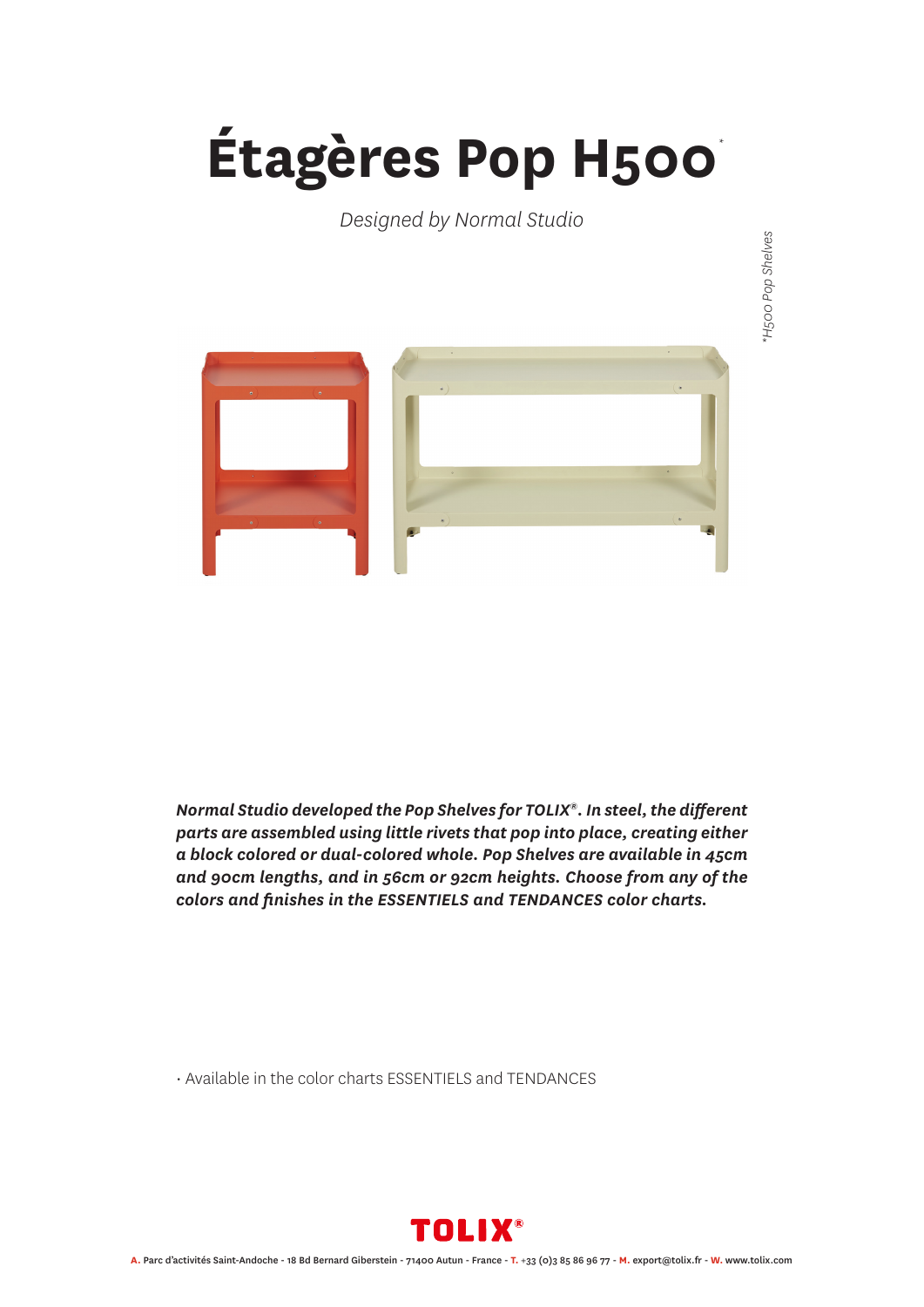# Étagères Pop H500*

*Designed by Normal Studio*

*H500 Pop Shelves

***Normal Studio developed the Pop Shelves for TOLIX®. In steel, the different parts are assembled using little rivets that pop into place, creating either a block colored or dual-colored whole. Pop Shelves are available in 45cm and 90cm lengths, and in 56cm or 92cm heights. Choose from any of the colors and finishes in the ESSENTIELS and TENDANCES color charts.***

- Available in the color charts ESSENTIELS and TENDANCES

TOLIX®

**A.** Parc d'activités Saint-Andoche - 18 Bd Bernard Giberstein - 71400 Autun - France - **T.** +33 (0)3 85 86 96 77 - **M.** export@tolix.fr - **W.** www.tolix.com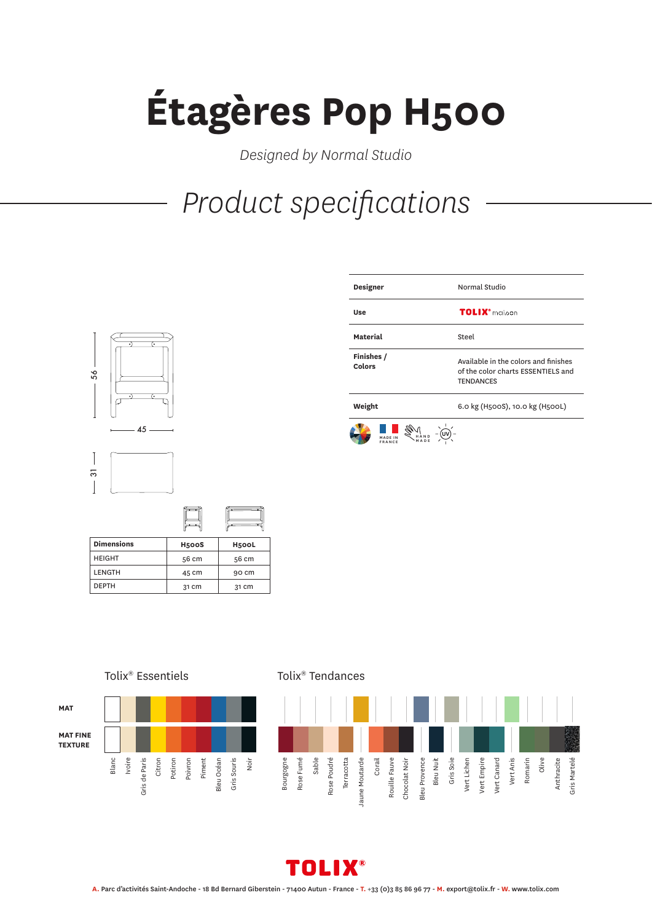# Étagères Pop H500

*Designed by Normal Studio*

## *Product specifications*

| | |
|---|---|
| **Designer** | Normal Studio |
| **Use** | TOLIX® maison |
| **Material** | Steel |
| **Finishes / Colors** | Available in the colors and finishes of the color charts ESSENTIELS and TENDANCES |
| **Weight** | 6.0 kg (H500S), 10.0 kg (H500L) |

MADE IN FRANCE · HAND MADE · UV

56

45

31

| **Dimensions** | **H500S** | **H500L** |
|---|---|---|
| HEIGHT | 56 cm | 56 cm |
| LENGTH | 45 cm | 90 cm |
| DEPTH | 31 cm | 31 cm |

### Tolix® Essentiels

**MAT**

**MAT FINE TEXTURE**

Blanc, Ivoire, Gris de Paris, Citron, Potiron, Poivron, Piment, Bleu Océan, Gris Souris, Noir

### Tolix® Tendances

Bourgogne, Rose Fumé, Sable, Rose Poudré, Terracotta, Jaune Moutarde, Corail, Rouille Fauve, Chocolat Noir, Bleu Provence, Bleu Nuit, Gris Soie, Vert Lichen, Vert Empire, Vert Canard, Vert Anis, Romarin, Olive, Anthracite, Gris Martelé

TOLIX®

**A.** Parc d'activités Saint-Andoche - 18 Bd Bernard Giberstein - 71400 Autun - France - **T.** +33 (0)3 85 86 96 77 - **M.** export@tolix.fr - **W.** www.tolix.com